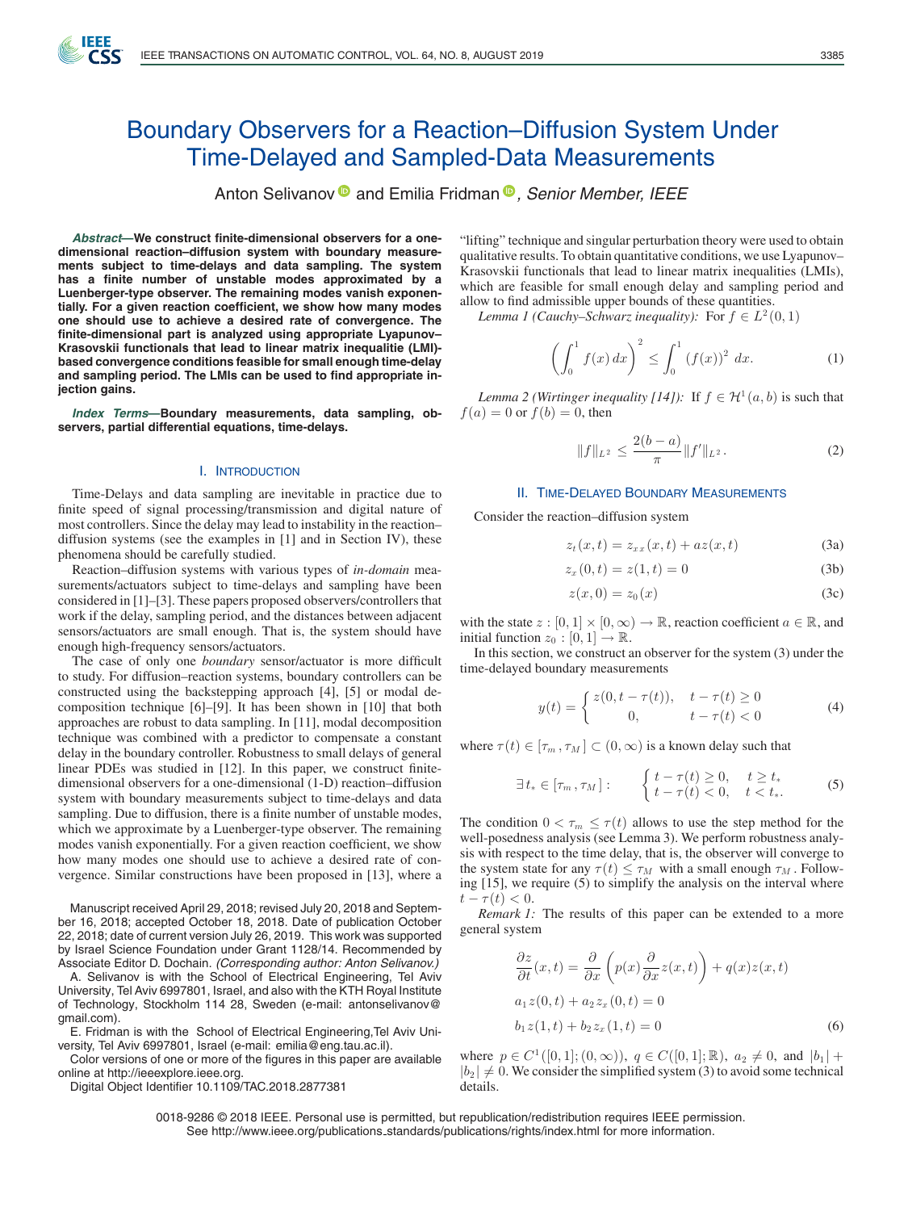# Boundary Observers for a Reaction–Diffusion System Under Time-Delayed and Sampled-Data Measurements

Anton Selivanov and Emilia Fridman, *Senior Member, IEEE*

***Abstract*—We construct finite-dimensional observers for a one-dimensional reaction–diffusion system with boundary measurements subject to time-delays and data sampling. The system has a finite number of unstable modes approximated by a Luenberger-type observer. The remaining modes vanish exponentially. For a given reaction coefficient, we show how many modes one should use to achieve a desired rate of convergence. The finite-dimensional part is analyzed using appropriate Lyapunov–Krasovskii functionals that lead to linear matrix inequalitie (LMI)-based convergence conditions feasible for small enough time-delay and sampling period. The LMIs can be used to find appropriate injection gains.**

***Index Terms*—Boundary measurements, data sampling, observers, partial differential equations, time-delays.**

## I. Introduction

Time-Delays and data sampling are inevitable in practice due to finite speed of signal processing/transmission and digital nature of most controllers. Since the delay may lead to instability in the reaction–diffusion systems (see the examples in [1] and in Section IV), these phenomena should be carefully studied.

Reaction–diffusion systems with various types of *in-domain* measurements/actuators subject to time-delays and sampling have been considered in [1]–[3]. These papers proposed observers/controllers that work if the delay, sampling period, and the distances between adjacent sensors/actuators are small enough. That is, the system should have enough high-frequency sensors/actuators.

The case of only one *boundary* sensor/actuator is more difficult to study. For diffusion–reaction systems, boundary controllers can be constructed using the backstepping approach [4], [5] or modal decomposition technique [6]–[9]. It has been shown in [10] that both approaches are robust to data sampling. In [11], modal decomposition technique was combined with a predictor to compensate a constant delay in the boundary controller. Robustness to small delays of general linear PDEs was studied in [12]. In this paper, we construct finite-dimensional observers for a one-dimensional (1-D) reaction–diffusion system with boundary measurements subject to time-delays and data sampling. Due to diffusion, there is a finite number of unstable modes, which we approximate by a Luenberger-type observer. The remaining modes vanish exponentially. For a given reaction coefficient, we show how many modes one should use to achieve a desired rate of convergence. Similar constructions have been proposed in [13], where a "lifting" technique and singular perturbation theory were used to obtain qualitative results. To obtain quantitative conditions, we use Lyapunov–Krasovskii functionals that lead to linear matrix inequalities (LMIs), which are feasible for small enough delay and sampling period and allow to find admissible upper bounds of these quantities.

Manuscript received April 29, 2018; revised July 20, 2018 and September 16, 2018; accepted October 18, 2018. Date of publication October 22, 2018; date of current version July 26, 2019. This work was supported by Israel Science Foundation under Grant 1128/14. Recommended by Associate Editor D. Dochain. *(Corresponding author: Anton Selivanov.)*

A. Selivanov is with the School of Electrical Engineering, Tel Aviv University, Tel Aviv 6997801, Israel, and also with the KTH Royal Institute of Technology, Stockholm 114 28, Sweden (e-mail: antonselivanov@gmail.com).

E. Fridman is with the School of Electrical Engineering,Tel Aviv University, Tel Aviv 6997801, Israel (e-mail: emilia@eng.tau.ac.il).

Color versions of one or more of the figures in this paper are available online at http://ieeexplore.ieee.org.

Digital Object Identifier 10.1109/TAC.2018.2877381

*Lemma 1 (Cauchy–Schwarz inequality):* For $f \in L^2(0,1)$

$$\left(\int_0^1 f(x)\,dx\right)^2 \leq \int_0^1 (f(x))^2\,dx. \tag{1}$$

*Lemma 2 (Wirtinger inequality [14]):* If $f \in \mathcal{H}^1(a,b)$ is such that $f(a) = 0$ or $f(b) = 0$, then

$$\|f\|_{L^2} \leq \frac{2(b-a)}{\pi}\|f'\|_{L^2}. \tag{2}$$

## II. Time-Delayed Boundary Measurements

Consider the reaction–diffusion system

$$z_t(x,t) = z_{xx}(x,t) + az(x,t) \tag{3a}$$

$$z_x(0,t) = z(1,t) = 0 \tag{3b}$$

$$z(x,0) = z_0(x) \tag{3c}$$

with the state $z : [0,1] \times [0,\infty) \to \mathbb{R}$, reaction coefficient $a \in \mathbb{R}$, and initial function $z_0 : [0,1] \to \mathbb{R}$.

In this section, we construct an observer for the system (3) under the time-delayed boundary measurements

$$y(t) = \begin{cases} z(0, t-\tau(t)), & t-\tau(t) \geq 0 \\ 0, & t-\tau(t) < 0 \end{cases} \tag{4}$$

where $\tau(t) \in [\tau_m, \tau_M] \subset (0,\infty)$ is a known delay such that

$$\exists\, t_* \in [\tau_m, \tau_M] : \qquad \begin{cases} t-\tau(t) \geq 0, & t \geq t_* \\ t-\tau(t) < 0, & t < t_*. \end{cases} \tag{5}$$

The condition $0 < \tau_m \leq \tau(t)$ allows to use the step method for the well-posedness analysis (see Lemma 3). We perform robustness analysis with respect to the time delay, that is, the observer will converge to the system state for any $\tau(t) \leq \tau_M$ with a small enough $\tau_M$. Following [15], we require (5) to simplify the analysis on the interval where $t - \tau(t) < 0$.

*Remark 1:* The results of this paper can be extended to a more general system

$$\begin{aligned}
&\frac{\partial z}{\partial t}(x,t) = \frac{\partial}{\partial x}\left(p(x)\frac{\partial}{\partial x}z(x,t)\right) + q(x)z(x,t) \\
&a_1 z(0,t) + a_2 z_x(0,t) = 0 \\
&b_1 z(1,t) + b_2 z_x(1,t) = 0
\end{aligned} \tag{6}$$

where $p \in C^1([0,1];(0,\infty))$, $q \in C([0,1];\mathbb{R})$, $a_2 \neq 0$, and $|b_1| + |b_2| \neq 0$. We consider the simplified system (3) to avoid some technical details.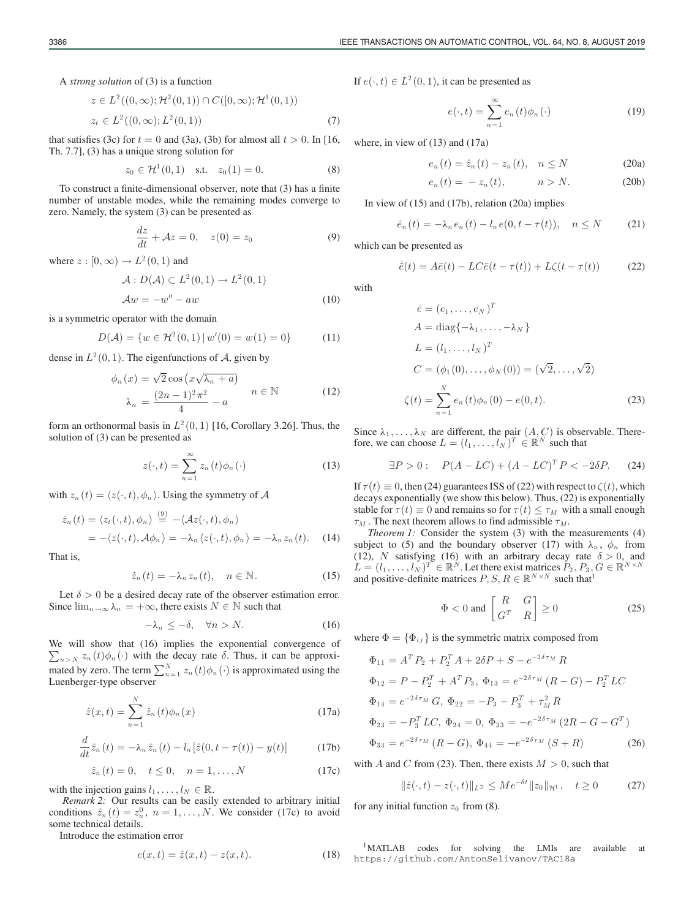A *strong solution* of (3) is a function

$$
\begin{aligned}
&z \in L^2((0,\infty);\mathcal{H}^2(0,1)) \cap C([0,\infty);\mathcal{H}^1(0,1))\\
&z_t \in L^2((0,\infty);L^2(0,1))
\end{aligned}
\tag{7}
$$

that satisfies (3c) for $t=0$ and (3a), (3b) for almost all $t>0$. In [16, Th. 7.7], (3) has a unique strong solution for

$$
z_0 \in \mathcal{H}^1(0,1) \quad \text{s.t.} \quad z_0(1)=0. \tag{8}
$$

To construct a finite-dimensional observer, note that (3) has a finite number of unstable modes, while the remaining modes converge to zero. Namely, the system (3) can be presented as

$$
\frac{dz}{dt} + \mathcal{A}z = 0, \quad z(0)=z_0 \tag{9}
$$

where $z:[0,\infty)\to L^2(0,1)$ and

$$
\begin{aligned}
&\mathcal{A}: D(\mathcal{A}) \subset L^2(0,1) \to L^2(0,1)\\
&\mathcal{A}w = -w'' - aw
\end{aligned}
\tag{10}
$$

is a symmetric operator with the domain

$$
D(\mathcal{A}) = \{w \in \mathcal{H}^2(0,1) \,|\, w'(0)=w(1)=0\} \tag{11}
$$

dense in $L^2(0,1)$. The eigenfunctions of $\mathcal{A}$, given by

$$
\begin{aligned}
\phi_n(x) &= \sqrt{2}\cos\left(x\sqrt{\lambda_n + a}\right)\\
\lambda_n &= \frac{(2n-1)^2\pi^2}{4} - a
\end{aligned}
\qquad n \in \mathbb{N} \tag{12}
$$

form an orthonormal basis in $L^2(0,1)$ [16, Corollary 3.26]. Thus, the solution of (3) can be presented as

$$
z(\cdot,t) = \sum_{n=1}^{\infty} z_n(t)\phi_n(\cdot) \tag{13}
$$

with $z_n(t) = \langle z(\cdot,t), \phi_n\rangle$. Using the symmetry of $\mathcal{A}$

$$
\begin{aligned}
\dot{z}_n(t) &= \langle z_t(\cdot,t),\phi_n\rangle \overset{(9)}{=} -\langle \mathcal{A}z(\cdot,t),\phi_n\rangle\\
&= -\langle z(\cdot,t),\mathcal{A}\phi_n\rangle = -\lambda_n\langle z(\cdot,t),\phi_n\rangle = -\lambda_n z_n(t).
\end{aligned}
\tag{14}
$$

That is,

$$
\dot{z}_n(t) = -\lambda_n z_n(t), \quad n \in \mathbb{N}. \tag{15}
$$

Let $\delta > 0$ be a desired decay rate of the observer estimation error. Since $\lim_{n\to\infty}\lambda_n = +\infty$, there exists $N \in \mathbb{N}$ such that

$$
-\lambda_n \le -\delta, \quad \forall n > N. \tag{16}
$$

We will show that (16) implies the exponential convergence of $\sum_{n>N} z_n(t)\phi_n(\cdot)$ with the decay rate $\delta$. Thus, it can be approximated by zero. The term $\sum_{n=1}^{N} z_n(t)\phi_n(\cdot)$ is approximated using the Luenberger-type observer

$$
\hat{z}(x,t) = \sum_{n=1}^{N} \hat{z}_n(t)\phi_n(x) \tag{17a}
$$

$$
\frac{d}{dt}\hat{z}_n(t) = -\lambda_n\hat{z}_n(t) - l_n\left[\hat{z}(0,t-\tau(t)) - y(t)\right] \tag{17b}
$$

$$
\hat{z}_n(t) = 0, \quad t \le 0, \quad n = 1,\ldots,N \tag{17c}
$$

with the injection gains $l_1,\ldots,l_N \in \mathbb{R}$.

*Remark 2:* Our results can be easily extended to arbitrary initial conditions $\hat{z}_n(t) = z_n^0$, $n=1,\ldots,N$. We consider (17c) to avoid some technical details.

Introduce the estimation error

$$
e(x,t) = \hat{z}(x,t) - z(x,t). \tag{18}
$$

If $e(\cdot,t) \in L^2(0,1)$, it can be presented as

$$
e(\cdot,t) = \sum_{n=1}^{\infty} e_n(t)\phi_n(\cdot) \tag{19}
$$

where, in view of (13) and (17a)

$$
e_n(t) = \hat{z}_n(t) - z_n(t), \quad n \le N \tag{20a}
$$

$$
e_n(t) = -z_n(t), \qquad n > N. \tag{20b}
$$

In view of (15) and (17b), relation (20a) implies

$$
\dot{e}_n(t) = -\lambda_n e_n(t) - l_n e(0,t-\tau(t)), \quad n \le N \tag{21}
$$

which can be presented as

$$
\dot{\bar{e}}(t) = A\bar{e}(t) - LC\bar{e}(t-\tau(t)) + L\zeta(t-\tau(t)) \tag{22}
$$

with

$$
\begin{aligned}
\bar{e} &= (e_1,\ldots,e_N)^T\\
A &= \operatorname{diag}\{-\lambda_1,\ldots,-\lambda_N\}\\
L &= (l_1,\ldots,l_N)^T\\
C &= (\phi_1(0),\ldots,\phi_N(0)) = (\sqrt{2},\ldots,\sqrt{2})\\
\zeta(t) &= \sum_{n=1}^{N} e_n(t)\phi_n(0) - e(0,t).
\end{aligned}
\tag{23}
$$

Since $\lambda_1,\ldots,\lambda_N$ are different, the pair $(A,C)$ is observable. Therefore, we can choose $L = (l_1,\ldots,l_N)^T \in \mathbb{R}^N$ such that

$$
\exists P > 0: \quad P(A-LC) + (A-LC)^T P < -2\delta P. \tag{24}
$$

If $\tau(t) \equiv 0$, then (24) guarantees ISS of (22) with respect to $\zeta(t)$, which decays exponentially (we show this below). Thus, (22) is exponentially stable for $\tau(t)\equiv 0$ and remains so for $\tau(t) \le \tau_M$ with a small enough $\tau_M$. The next theorem allows to find admissible $\tau_M$.

*Theorem 1:* Consider the system (3) with the measurements (4) subject to (5) and the boundary observer (17) with $\lambda_n$, $\phi_n$ from (12), $N$ satisfying (16) with an arbitrary decay rate $\delta > 0$, and $L = (l_1,\ldots,l_N)^T \in \mathbb{R}^N$. Let there exist matrices $P_2, P_3, G \in \mathbb{R}^{N\times N}$ and positive-definite matrices $P, S, R \in \mathbb{R}^{N\times N}$ such that[1]

$$
\Phi < 0 \text{ and } \begin{bmatrix} R & G \\ G^T & R \end{bmatrix} \ge 0 \tag{25}
$$

where $\Phi = \{\Phi_{ij}\}$ is the symmetric matrix composed from

$$
\begin{aligned}
&\Phi_{11} = A^T P_2 + P_2^T A + 2\delta P + S - e^{-2\delta\tau_M} R\\
&\Phi_{12} = P - P_2^T + A^T P_3,\ \Phi_{13} = e^{-2\delta\tau_M}(R-G) - P_2^T LC\\
&\Phi_{14} = e^{-2\delta\tau_M} G,\ \Phi_{22} = -P_3 - P_3^T + \tau_M^2 R\\
&\Phi_{23} = -P_3^T LC,\ \Phi_{24} = 0,\ \Phi_{33} = -e^{-2\delta\tau_M}(2R - G - G^T)\\
&\Phi_{34} = e^{-2\delta\tau_M}(R-G),\ \Phi_{44} = -e^{-2\delta\tau_M}(S+R)
\end{aligned}
\tag{26}
$$

with $A$ and $C$ from (23). Then, there exists $M > 0$, such that

$$
\|\hat{z}(\cdot,t) - z(\cdot,t)\|_{L^2} \le Me^{-\delta t}\|z_0\|_{\mathcal{H}^1}, \quad t \ge 0 \tag{27}
$$

for any initial function $z_0$ from (8).

[1] MATLAB codes for solving the LMIs are available at https://github.com/AntonSelivanov/TAC18a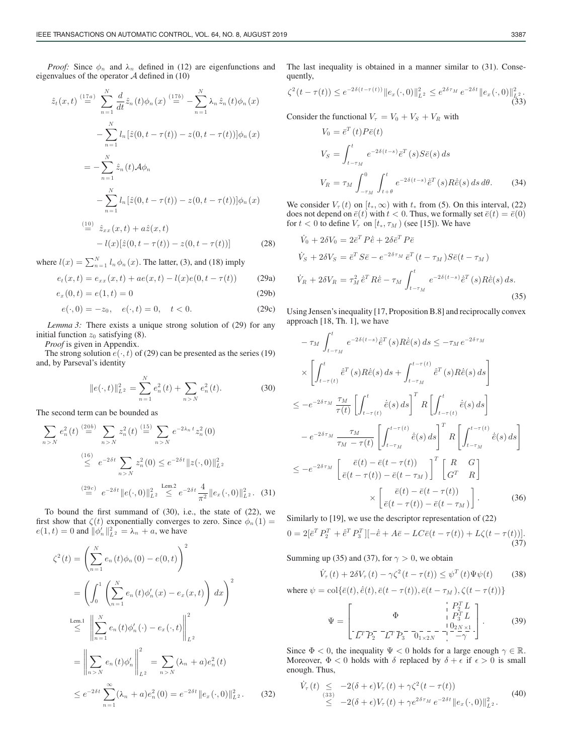*Proof:* Since $\phi_n$ and $\lambda_n$ defined in (12) are eigenfunctions and eigenvalues of the operator $\mathcal{A}$ defined in (10)

$$
\begin{aligned}
\hat{z}_t(x,t) &\overset{(17a)}{=} \sum_{n=1}^{N} \frac{d}{dt}\hat{z}_n(t)\phi_n(x) \overset{(17b)}{=} -\sum_{n=1}^{N}\lambda_n \hat{z}_n(t)\phi_n(x) \\
&\quad - \sum_{n=1}^{N} l_n[\hat{z}(0,t-\tau(t)) - z(0,t-\tau(t))]\phi_n(x) \\
&= -\sum_{n=1}^{N}\hat{z}_n(t)\mathcal{A}\phi_n \\
&\quad - \sum_{n=1}^{N} l_n[\hat{z}(0,t-\tau(t)) - z(0,t-\tau(t))]\phi_n(x) \\
&\overset{(10)}{=} \hat{z}_{xx}(x,t) + a\hat{z}(x,t) \\
&\quad - l(x)[\hat{z}(0,t-\tau(t)) - z(0,t-\tau(t))] \qquad (28)
\end{aligned}
$$

where $l(x) = \sum_{n=1}^{N} l_n\phi_n(x)$. The latter, (3), and (18) imply

$$e_t(x,t) = e_{xx}(x,t) + ae(x,t) - l(x)e(0,t-\tau(t)) \qquad (29a)$$

$$e_x(0,t) = e(1,t) = 0 \qquad (29b)$$

$$e(\cdot,0) = -z_0, \quad e(\cdot,t) = 0, \quad t<0. \qquad (29c)$$

*Lemma 3:* There exists a unique strong solution of (29) for any initial function $z_0$ satisfying (8).

*Proof* is given in Appendix.

The strong solution $e(\cdot,t)$ of (29) can be presented as the series (19) and, by Parseval's identity

$$\|e(\cdot,t)\|^2_{L^2} = \sum_{n=1}^{N} e_n^2(t) + \sum_{n>N} e_n^2(t). \qquad (30)$$

The second term can be bounded as

$$
\begin{aligned}
\sum_{n>N} e_n^2(t) &\overset{(20b)}{=} \sum_{n>N} z_n^2(t) \overset{(15)}{=} \sum_{n>N} e^{-2\lambda_n t} z_n^2(0) \\
&\overset{(16)}{\le} e^{-2\delta t}\sum_{n>N} z_n^2(0) \le e^{-2\delta t}\|z(\cdot,0)\|^2_{L^2} \\
&\overset{(29c)}{=} e^{-2\delta t}\|e(\cdot,0)\|^2_{L^2} \overset{\text{Lem.2}}{\le} e^{-2\delta t}\frac{4}{\pi^2}\|e_x(\cdot,0)\|^2_{L^2}. \qquad (31)
\end{aligned}
$$

To bound the first summand of (30), i.e., the state of (22), we first show that $\zeta(t)$ exponentially converges to zero. Since $\phi_n(1) = e(1,t) = 0$ and $\|\phi_n'\|^2_{L^2} = \lambda_n + a$, we have

$$
\begin{aligned}
\zeta^2(t) &= \left(\sum_{n=1}^{N} e_n(t)\phi_n(0) - e(0,t)\right)^2 \\
&= \left(\int_0^1 \left(\sum_{n=1}^{N} e_n(t)\phi_n'(x) - e_x(x,t)\right)dx\right)^2 \\
&\overset{\text{Lem.1}}{\le} \left\|\sum_{n=1}^{N} e_n(t)\phi_n'(\cdot) - e_x(\cdot,t)\right\|^2_{L^2} \\
&= \left\|\sum_{n>N} e_n(t)\phi_n'\right\|^2_{L^2} = \sum_{n>N}(\lambda_n+a)e_n^2(t) \\
&\le e^{-2\delta t}\sum_{n=1}^{\infty}(\lambda_n+a)e_n^2(0) = e^{-2\delta t}\|e_x(\cdot,0)\|^2_{L^2}. \qquad (32)
\end{aligned}
$$

The last inequality is obtained in a manner similar to (31). Consequently,

$$\zeta^2(t-\tau(t)) \le e^{-2\delta(t-\tau(t))}\|e_x(\cdot,0)\|^2_{L^2} \le e^{2\delta\tau_M}e^{-2\delta t}\|e_x(\cdot,0)\|^2_{L^2}. \qquad (33)$$

Consider the functional $V_\tau = V_0 + V_S + V_R$ with

$$
\begin{aligned}
V_0 &= \bar{e}^T(t)P\bar{e}(t) \\
V_S &= \int_{t-\tau_M}^{t} e^{-2\delta(t-s)}\bar{e}^T(s)S\bar{e}(s)\,ds \\
V_R &= \tau_M\int_{-\tau_M}^{0}\int_{t+\theta}^{t} e^{-2\delta(t-s)}\dot{\bar{e}}^T(s)R\dot{\bar{e}}(s)\,ds\,d\theta. \qquad (34)
\end{aligned}
$$

We consider $V_\tau(t)$ on $[t_*,\infty)$ with $t_*$ from (5). On this interval, (22) does not depend on $\bar{e}(t)$ with $t<0$. Thus, we formally set $\bar{e}(t) = \bar{e}(0)$ for $t<0$ to define $V_\tau$ on $[t_*,\tau_M)$ (see [15]). We have

$$
\begin{aligned}
\dot{V}_0 + 2\delta V_0 &= 2\bar{e}^T P\dot{\bar{e}} + 2\delta\bar{e}^T P\bar{e} \\
\dot{V}_S + 2\delta V_S &= \bar{e}^T S\bar{e} - e^{-2\delta\tau_M}\bar{e}^T(t-\tau_M)S\bar{e}(t-\tau_M) \\
\dot{V}_R + 2\delta V_R &= \tau_M^2\dot{\bar{e}}^T R\dot{\bar{e}} - \tau_M\int_{t-\tau_M}^{t} e^{-2\delta(t-s)}\dot{\bar{e}}^T(s)R\dot{\bar{e}}(s)\,ds. \qquad (35)
\end{aligned}
$$

Using Jensen's inequality [17, Proposition B.8] and reciprocally convex approach [18, Th. 1], we have

$$
\begin{aligned}
&-\tau_M\int_{t-\tau_M}^{t} e^{-2\delta(t-s)}\dot{\bar{e}}^T(s)R\dot{\bar{e}}(s)\,ds \le -\tau_M e^{-2\delta\tau_M} \\
&\quad\times\left[\int_{t-\tau(t)}^{t}\dot{\bar{e}}^T(s)R\dot{\bar{e}}(s)\,ds + \int_{t-\tau_M}^{t-\tau(t)}\dot{\bar{e}}^T(s)R\dot{\bar{e}}(s)\,ds\right] \\
&\le -e^{-2\delta\tau_M}\frac{\tau_M}{\tau(t)}\left[\int_{t-\tau(t)}^{t}\dot{\bar{e}}(s)\,ds\right]^T R\left[\int_{t-\tau(t)}^{t}\dot{\bar{e}}(s)\,ds\right] \\
&\quad - e^{-2\delta\tau_M}\frac{\tau_M}{\tau_M-\tau(t)}\left[\int_{t-\tau_M}^{t-\tau(t)}\dot{\bar{e}}(s)\,ds\right]^T R\left[\int_{t-\tau_M}^{t-\tau(t)}\dot{\bar{e}}(s)\,ds\right] \\
&\le -e^{-2\delta\tau_M}\begin{bmatrix}\bar{e}(t)-\bar{e}(t-\tau(t)) \\ \bar{e}(t-\tau(t))-\bar{e}(t-\tau_M)\end{bmatrix}^T\begin{bmatrix}R & G \\ G^T & R\end{bmatrix} \\
&\qquad\times\begin{bmatrix}\bar{e}(t)-\bar{e}(t-\tau(t)) \\ \bar{e}(t-\tau(t))-\bar{e}(t-\tau_M)\end{bmatrix}. \qquad (36)
\end{aligned}
$$

Similarly to [19], we use the descriptor representation of (22)

$$0 = 2[\bar{e}^T P_2^T + \dot{\bar{e}}^T P_3^T][-\dot{\bar{e}} + A\bar{e} - LC\bar{e}(t-\tau(t)) + L\zeta(t-\tau(t))]. \qquad (37)$$

Summing up (35) and (37), for $\gamma>0$, we obtain

$$\dot{V}_\tau(t) + 2\delta V_\tau(t) - \gamma\zeta^2(t-\tau(t)) \le \psi^T(t)\Psi\psi(t) \qquad (38)$$

where $\psi = \mathrm{col}\{\bar{e}(t), \dot{\bar{e}}(t), \bar{e}(t-\tau(t)), \bar{e}(t-\tau_M), \zeta(t-\tau(t))\}$

$$\Psi = \left[\begin{array}{c|c} \Phi & \begin{matrix} P_2^T L \\ P_3^T L \\ 0_{2N\times 1}\end{matrix} \\ \hline \begin{matrix} L^T P_2 & L^T P_3 & 0_{1\times 2N}\end{matrix} & -\gamma \end{array}\right]. \qquad (39)$$

Since $\Phi<0$, the inequality $\Psi<0$ holds for a large enough $\gamma\in\mathbb{R}$. Moreover, $\Phi<0$ holds with $\delta$ replaced by $\delta+\epsilon$ if $\epsilon>0$ is small enough. Thus,

$$
\begin{aligned}
\dot{V}_\tau(t) &\le -2(\delta+\epsilon)V_\tau(t) + \gamma\zeta^2(t-\tau(t)) \\
&\overset{(33)}{\le} -2(\delta+\epsilon)V_\tau(t) + \gamma e^{2\delta\tau_M}e^{-2\delta t}\|e_x(\cdot,0)\|^2_{L^2}. \qquad (40)
\end{aligned}
$$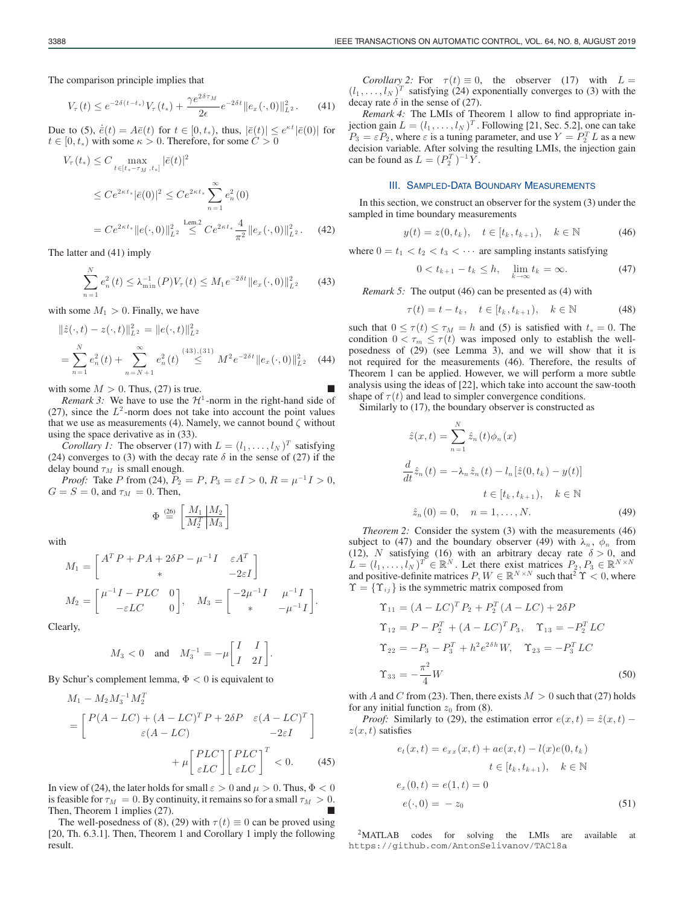The comparison principle implies that

$$V_\tau(t) \le e^{-2\delta(t-t_*)} V_\tau(t_*) + \frac{\gamma e^{2\delta\tau_M}}{2\epsilon} e^{-2\delta t} \|e_x(\cdot,0)\|^2_{L^2}. \quad (41)$$

Due to (5), $\dot{\bar{e}}(t) = A\bar{e}(t)$ for $t \in [0, t_*)$, thus, $|\bar{e}(t)| \le e^{\kappa t}|\bar{e}(0)|$ for $t \in [0, t_*)$ with some $\kappa > 0$. Therefore, for some $C > 0$

$$\begin{aligned} V_\tau(t_*) &\le C \max_{t\in[t_*-\tau_M, t_*]} |\bar{e}(t)|^2 \\ &\le Ce^{2\kappa t_*}|\bar{e}(0)|^2 \le Ce^{2\kappa t_*} \sum_{n=1}^{\infty} e_n^2(0) \\ &= Ce^{2\kappa t_*}\|e(\cdot,0)\|^2_{L^2} \overset{\text{Lem.2}}{\le} Ce^{2\kappa t_*}\frac{4}{\pi^2}\|e_x(\cdot,0)\|^2_{L^2}. \quad (42)\end{aligned}$$

The latter and (41) imply

$$\sum_{n=1}^{N} e_n^2(t) \le \lambda_{\min}^{-1}(P) V_\tau(t) \le M_1 e^{-2\delta t}\|e_x(\cdot,0)\|^2_{L^2} \quad (43)$$

with some $M_1 > 0$. Finally, we have

$$\begin{aligned} &\|\hat{z}(\cdot,t) - z(\cdot,t)\|^2_{L^2} = \|e(\cdot,t)\|^2_{L^2} \\ &= \sum_{n=1}^{N} e_n^2(t) + \sum_{n=N+1}^{\infty} e_n^2(t) \overset{(43),(31)}{\le} M^2 e^{-2\delta t}\|e_x(\cdot,0)\|^2_{L^2} \quad (44)\end{aligned}$$

with some $M > 0$. Thus, (27) is true. ∎

*Remark 3:* We have to use the $\mathcal{H}^1$-norm in the right-hand side of (27), since the $L^2$-norm does not take into account the point values that we use as measurements (4). Namely, we cannot bound $\zeta$ without using the space derivative as in (33).

*Corollary 1:* The observer (17) with $L = (l_1, \ldots, l_N)^T$ satisfying (24) converges to (3) with the decay rate $\delta$ in the sense of (27) if the delay bound $\tau_M$ is small enough.

*Proof:* Take $P$ from (24), $P_2 = P$, $P_3 = \varepsilon I > 0$, $R = \mu^{-1} I > 0$, $G = S = 0$, and $\tau_M = 0$. Then,

$$\Phi \overset{(26)}{=} \left[\begin{array}{c|c} M_1 & M_2 \\ \hline M_2^T & M_3 \end{array}\right]$$

with

$$M_1 = \begin{bmatrix} A^TP + PA + 2\delta P - \mu^{-1}I & \varepsilon A^T \\ * & -2\varepsilon I \end{bmatrix}$$

$$M_2 = \begin{bmatrix} \mu^{-1}I - PLC & 0 \\ -\varepsilon LC & 0 \end{bmatrix}, \quad M_3 = \begin{bmatrix} -2\mu^{-1}I & \mu^{-1}I \\ * & -\mu^{-1}I \end{bmatrix}.$$

Clearly,

$$M_3 < 0 \quad \text{and} \quad M_3^{-1} = -\mu \begin{bmatrix} I & I \\ I & 2I \end{bmatrix}.$$

By Schur's complement lemma, $\Phi < 0$ is equivalent to

$$\begin{aligned} &M_1 - M_2 M_3^{-1} M_2^T \\ &= \begin{bmatrix} P(A-LC) + (A-LC)^TP + 2\delta P & \varepsilon(A-LC)^T \\ \varepsilon(A-LC) & -2\varepsilon I \end{bmatrix} \\ &\quad + \mu \begin{bmatrix} PLC \\ \varepsilon LC \end{bmatrix} \begin{bmatrix} PLC \\ \varepsilon LC \end{bmatrix}^T < 0. \quad (45)\end{aligned}$$

In view of (24), the later holds for small $\varepsilon > 0$ and $\mu > 0$. Thus, $\Phi < 0$ is feasible for $\tau_M = 0$. By continuity, it remains so for a small $\tau_M > 0$. Then, Theorem 1 implies (27). ∎

The well-posedness of (8), (29) with $\tau(t) \equiv 0$ can be proved using [20, Th. 6.3.1]. Then, Theorem 1 and Corollary 1 imply the following result.

*Corollary 2:* For $\tau(t) \equiv 0$, the observer (17) with $L = (l_1, \ldots, l_N)^T$ satisfying (24) exponentially converges to (3) with the decay rate $\delta$ in the sense of (27).

*Remark 4:* The LMIs of Theorem 1 allow to find appropriate injection gain $L = (l_1, \ldots, l_N)^T$. Following [21, Sec. 5.2], one can take $P_3 = \varepsilon P_2$, where $\varepsilon$ is a tuning parameter, and use $Y = P_2^T L$ as a new decision variable. After solving the resulting LMIs, the injection gain can be found as $L = (P_2^T)^{-1} Y$.

## III. Sampled-Data Boundary Measurements

In this section, we construct an observer for the system (3) under the sampled in time boundary measurements

$$y(t) = z(0, t_k), \quad t \in [t_k, t_{k+1}), \quad k \in \mathbb{N} \quad (46)$$

where $0 = t_1 < t_2 < t_3 < \cdots$ are sampling instants satisfying

$$0 < t_{k+1} - t_k \le h, \quad \lim_{k\to\infty} t_k = \infty. \quad (47)$$

*Remark 5:* The output (46) can be presented as (4) with

$$\tau(t) = t - t_k, \quad t \in [t_k, t_{k+1}), \quad k \in \mathbb{N} \quad (48)$$

such that $0 \le \tau(t) \le \tau_M = h$ and (5) is satisfied with $t_* = 0$. The condition $0 < \tau_m \le \tau(t)$ was imposed only to establish the well-posedness of (29) (see Lemma 3), and we will show that it is not required for the measurements (46). Therefore, the results of Theorem 1 can be applied. However, we will perform a more subtle analysis using the ideas of [22], which take into account the saw-tooth shape of $\tau(t)$ and lead to simpler convergence conditions.

Similarly to (17), the boundary observer is constructed as

$$\begin{aligned} &\hat{z}(x,t) = \sum_{n=1}^{N} \hat{z}_n(t)\phi_n(x) \\ &\frac{d}{dt}\hat{z}_n(t) = -\lambda_n \hat{z}_n(t) - l_n[\hat{z}(0,t_k) - y(t)] \\ &\qquad\qquad t \in [t_k, t_{k+1}), \quad k \in \mathbb{N} \\ &\hat{z}_n(0) = 0, \quad n = 1, \ldots, N. \end{aligned} \quad (49)$$

*Theorem 2:* Consider the system (3) with the measurements (46) subject to (47) and the boundary observer (49) with $\lambda_n$, $\phi_n$ from (12), $N$ satisfying (16) with an arbitrary decay rate $\delta > 0$, and $L = (l_1, \ldots, l_N)^T \in \mathbb{R}^N$. Let there exist matrices $P_2, P_3 \in \mathbb{R}^{N\times N}$ and positive-definite matrices $P, W \in \mathbb{R}^{N\times N}$ such that[2] $\Upsilon < 0$, where $\Upsilon = \{\Upsilon_{ij}\}$ is the symmetric matrix composed from

$$\begin{aligned} &\Upsilon_{11} = (A - LC)^T P_2 + P_2^T(A - LC) + 2\delta P \\ &\Upsilon_{12} = P - P_2^T + (A - LC)^T P_3, \quad \Upsilon_{13} = -P_2^T LC \\ &\Upsilon_{22} = -P_3 - P_3^T + h^2 e^{2\delta h} W, \quad \Upsilon_{23} = -P_3^T LC \\ &\Upsilon_{33} = -\frac{\pi^2}{4} W \end{aligned} \quad (50)$$

with $A$ and $C$ from (23). Then, there exists $M > 0$ such that (27) holds for any initial function $z_0$ from (8).

*Proof:* Similarly to (29), the estimation error $e(x,t) = \hat{z}(x,t) - z(x,t)$ satisfies

$$\begin{aligned} &e_t(x,t) = e_{xx}(x,t) + ae(x,t) - l(x)e(0,t_k) \\ &\qquad\qquad t \in [t_k, t_{k+1}), \quad k \in \mathbb{N} \\ &e_x(0,t) = e(1,t) = 0 \\ &e(\cdot,0) = -z_0 \end{aligned} \quad (51)$$

[2] MATLAB codes for solving the LMIs are available at https://github.com/AntonSelivanov/TAC18a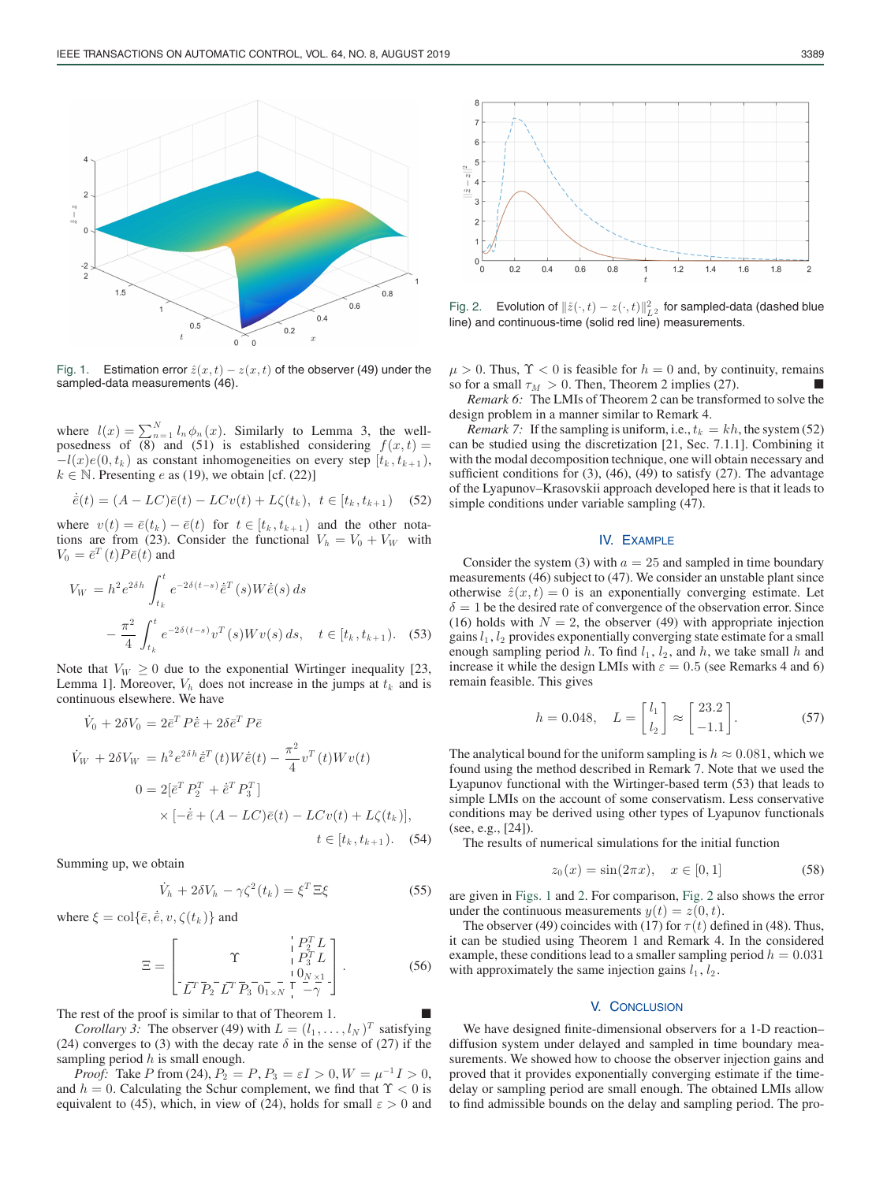Fig. 1. Estimation error $\hat{z}(x,t) - z(x,t)$ of the observer (49) under the sampled-data measurements (46).

where $l(x) = \sum_{n=1}^{N} l_n \phi_n(x)$. Similarly to Lemma 3, the well-posedness of (8) and (51) is established considering $f(x,t) = -l(x)e(0,t_k)$ as constant inhomogeneities on every step $[t_k, t_{k+1})$, $k \in \mathbb{N}$. Presenting $e$ as (19), we obtain [cf. (22)]

$$\dot{\bar{e}}(t) = (A - LC)\bar{e}(t) - LCv(t) + L\zeta(t_k), \quad t \in [t_k, t_{k+1}) \tag{52}$$

where $v(t) = \bar{e}(t_k) - \bar{e}(t)$ for $t \in [t_k, t_{k+1})$ and the other notations are from (23). Consider the functional $V_h = V_0 + V_W$ with $V_0 = \bar{e}^T(t)P\bar{e}(t)$ and

$$\begin{aligned} V_W &= h^2 e^{2\delta h} \int_{t_k}^{t} e^{-2\delta(t-s)} \dot{\bar{e}}^T(s) W \dot{\bar{e}}(s)\, ds \\ &\quad - \frac{\pi^2}{4} \int_{t_k}^{t} e^{-2\delta(t-s)} v^T(s) W v(s)\, ds, \quad t \in [t_k, t_{k+1}). \end{aligned} \tag{53}$$

Note that $V_W \geq 0$ due to the exponential Wirtinger inequality [23, Lemma 1]. Moreover, $V_h$ does not increase in the jumps at $t_k$ and is continuous elsewhere. We have

$$\begin{aligned} \dot{V}_0 + 2\delta V_0 &= 2\bar{e}^T P \dot{\bar{e}} + 2\delta \bar{e}^T P \bar{e} \\ \dot{V}_W + 2\delta V_W &= h^2 e^{2\delta h} \dot{\bar{e}}^T(t) W \dot{\bar{e}}(t) - \frac{\pi^2}{4} v^T(t) W v(t) \\ 0 &= 2[\bar{e}^T P_2^T + \dot{\bar{e}}^T P_3^T] \\ &\quad \times [-\dot{\bar{e}} + (A - LC)\bar{e}(t) - LCv(t) + L\zeta(t_k)], \\ &\qquad t \in [t_k, t_{k+1}). \end{aligned} \tag{54}$$

Summing up, we obtain

$$\dot{V}_h + 2\delta V_h - \gamma \zeta^2(t_k) = \xi^T \Xi \xi \tag{55}$$

where $\xi = \mathrm{col}\{\bar{e}, \dot{\bar{e}}, v, \zeta(t_k)\}$ and

$$\Xi = \left[ \begin{array}{c|c} \Upsilon & \begin{matrix} P_2^T L \\ P_3^T L \\ 0_{N\times 1} \end{matrix} \\ \hline \begin{matrix} L^T P_2 & L^T P_3 & 0_{1\times N} \end{matrix} & -\gamma \end{array} \right]. \tag{56}$$

The rest of the proof is similar to that of Theorem 1. ∎

*Corollary 3:* The observer (49) with $L = (l_1, \ldots, l_N)^T$ satisfying (24) converges to (3) with the decay rate $\delta$ in the sense of (27) if the sampling period $h$ is small enough.

*Proof:* Take $P$ from (24), $P_2 = P$, $P_3 = \varepsilon I > 0$, $W = \mu^{-1} I > 0$, and $h = 0$. Calculating the Schur complement, we find that $\Upsilon < 0$ is equivalent to (45), which, in view of (24), holds for small $\varepsilon > 0$ and $\mu > 0$. Thus, $\Upsilon < 0$ is feasible for $h = 0$ and, by continuity, remains so for a small $\tau_M > 0$. Then, Theorem 2 implies (27). ∎

*Remark 6:* The LMIs of Theorem 2 can be transformed to solve the design problem in a manner similar to Remark 4.

*Remark 7:* If the sampling is uniform, i.e., $t_k = kh$, the system (52) can be studied using the discretization [21, Sec. 7.1.1]. Combining it with the modal decomposition technique, one will obtain necessary and sufficient conditions for (3), (46), (49) to satisfy (27). The advantage of the Lyapunov–Krasovskii approach developed here is that it leads to simple conditions under variable sampling (47).

Fig. 2. Evolution of $\|\hat{z}(\cdot,t) - z(\cdot,t)\|_{L^2}^2$ for sampled-data (dashed blue line) and continuous-time (solid red line) measurements.

## IV. Example

Consider the system (3) with $a = 25$ and sampled in time boundary measurements (46) subject to (47). We consider an unstable plant since otherwise $\hat{z}(x,t) = 0$ is an exponentially converging estimate. Let $\delta = 1$ be the desired rate of convergence of the observation error. Since (16) holds with $N = 2$, the observer (49) with appropriate injection gains $l_1, l_2$ provides exponentially converging state estimate for a small enough sampling period $h$. To find $l_1$, $l_2$, and $h$, we take small $h$ and increase it while the design LMIs with $\varepsilon = 0.5$ (see Remarks 4 and 6) remain feasible. This gives

$$h = 0.048, \quad L = \begin{bmatrix} l_1 \\ l_2 \end{bmatrix} \approx \begin{bmatrix} 23.2 \\ -1.1 \end{bmatrix}. \tag{57}$$

The analytical bound for the uniform sampling is $h \approx 0.081$, which we found using the method described in Remark 7. Note that we used the Lyapunov functional with the Wirtinger-based term (53) that leads to simple LMIs on the account of some conservatism. Less conservative conditions may be derived using other types of Lyapunov functionals (see, e.g., [24]).

The results of numerical simulations for the initial function

$$z_0(x) = \sin(2\pi x), \quad x \in [0,1] \tag{58}$$

are given in Figs. 1 and 2. For comparison, Fig. 2 also shows the error under the continuous measurements $y(t) = z(0,t)$.

The observer (49) coincides with (17) for $\tau(t)$ defined in (48). Thus, it can be studied using Theorem 1 and Remark 4. In the considered example, these conditions lead to a smaller sampling period $h = 0.031$ with approximately the same injection gains $l_1, l_2$.

## V. Conclusion

We have designed finite-dimensional observers for a 1-D reaction–diffusion system under delayed and sampled in time boundary measurements. We showed how to choose the observer injection gains and proved that it provides exponentially converging estimate if the time-delay or sampling period are small enough. The obtained LMIs allow to find admissible bounds on the delay and sampling period. The pro-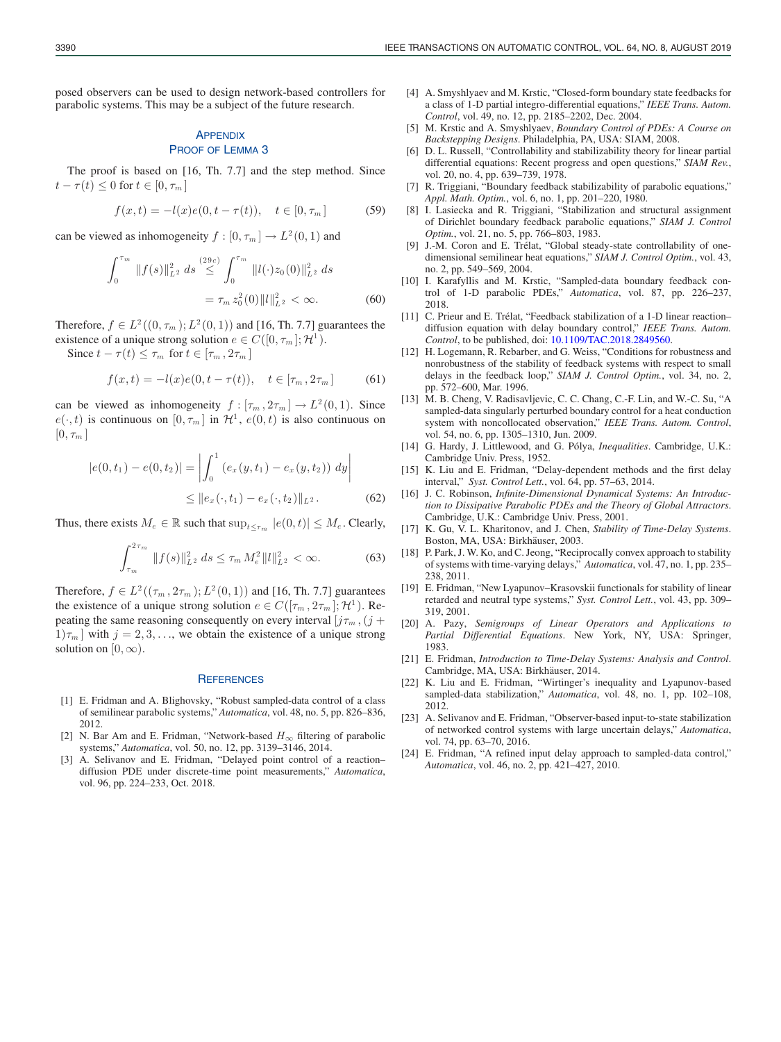posed observers can be used to design network-based controllers for parabolic systems. This may be a subject of the future research.

## Appendix
## Proof of Lemma 3

The proof is based on [16, Th. 7.7] and the step method. Since $t - \tau(t) \le 0$ for $t \in [0, \tau_m]$

$$f(x,t) = -l(x)e(0, t-\tau(t)), \quad t \in [0, \tau_m] \tag{59}$$

can be viewed as inhomogeneity $f : [0, \tau_m] \to L^2(0,1)$ and

$$\int_0^{\tau_m} \|f(s)\|_{L^2}^2 \, ds \overset{(29c)}{\le} \int_0^{\tau_m} \|l(\cdot)z_0(0)\|_{L^2}^2 \, ds = \tau_m z_0^2(0)\|l\|_{L^2}^2 < \infty. \tag{60}$$

Therefore, $f \in L^2((0, \tau_m); L^2(0,1))$ and [16, Th. 7.7] guarantees the existence of a unique strong solution $e \in C([0, \tau_m]; \mathcal{H}^1)$.

Since $t - \tau(t) \le \tau_m$ for $t \in [\tau_m, 2\tau_m]$

$$f(x,t) = -l(x)e(0, t-\tau(t)), \quad t \in [\tau_m, 2\tau_m] \tag{61}$$

can be viewed as inhomogeneity $f : [\tau_m, 2\tau_m] \to L^2(0,1)$. Since $e(\cdot, t)$ is continuous on $[0, \tau_m]$ in $\mathcal{H}^1$, $e(0,t)$ is also continuous on $[0, \tau_m]$

$$|e(0,t_1) - e(0,t_2)| = \left| \int_0^1 (e_x(y,t_1) - e_x(y,t_2)) \, dy \right| \le \|e_x(\cdot, t_1) - e_x(\cdot, t_2)\|_{L^2}. \tag{62}$$

Thus, there exists $M_e \in \mathbb{R}$ such that $\sup_{t \le \tau_m} |e(0,t)| \le M_e$. Clearly,

$$\int_{\tau_m}^{2\tau_m} \|f(s)\|_{L^2}^2 \, ds \le \tau_m M_e^2 \|l\|_{L^2}^2 < \infty. \tag{63}$$

Therefore, $f \in L^2((\tau_m, 2\tau_m); L^2(0,1))$ and [16, Th. 7.7] guarantees the existence of a unique strong solution $e \in C([\tau_m, 2\tau_m]; \mathcal{H}^1)$. Repeating the same reasoning consequently on every interval $[j\tau_m, (j+1)\tau_m]$ with $j = 2, 3, \ldots$, we obtain the existence of a unique strong solution on $[0, \infty)$.

## References

[1] E. Fridman and A. Blighovsky, "Robust sampled-data control of a class of semilinear parabolic systems," *Automatica*, vol. 48, no. 5, pp. 826–836, 2012.

[2] N. Bar Am and E. Fridman, "Network-based $H_\infty$ filtering of parabolic systems," *Automatica*, vol. 50, no. 12, pp. 3139–3146, 2014.

[3] A. Selivanov and E. Fridman, "Delayed point control of a reaction–diffusion PDE under discrete-time point measurements," *Automatica*, vol. 96, pp. 224–233, Oct. 2018.

[4] A. Smyshlyaev and M. Krstic, "Closed-form boundary state feedbacks for a class of 1-D partial integro-differential equations," *IEEE Trans. Autom. Control*, vol. 49, no. 12, pp. 2185–2202, Dec. 2004.

[5] M. Krstic and A. Smyshlyaev, *Boundary Control of PDEs: A Course on Backstepping Designs*. Philadelphia, PA, USA: SIAM, 2008.

[6] D. L. Russell, "Controllability and stabilizability theory for linear partial differential equations: Recent progress and open questions," *SIAM Rev.*, vol. 20, no. 4, pp. 639–739, 1978.

[7] R. Triggiani, "Boundary feedback stabilizability of parabolic equations," *Appl. Math. Optim.*, vol. 6, no. 1, pp. 201–220, 1980.

[8] I. Lasiecka and R. Triggiani, "Stabilization and structural assignment of Dirichlet boundary feedback parabolic equations," *SIAM J. Control Optim.*, vol. 21, no. 5, pp. 766–803, 1983.

[9] J.-M. Coron and E. Trélat, "Global steady-state controllability of one-dimensional semilinear heat equations," *SIAM J. Control Optim.*, vol. 43, no. 2, pp. 549–569, 2004.

[10] I. Karafyllis and M. Krstic, "Sampled-data boundary feedback control of 1-D parabolic PDEs," *Automatica*, vol. 87, pp. 226–237, 2018.

[11] C. Prieur and E. Trélat, "Feedback stabilization of a 1-D linear reaction–diffusion equation with delay boundary control," *IEEE Trans. Autom. Control*, to be published, doi: 10.1109/TAC.2018.2849560.

[12] H. Logemann, R. Rebarber, and G. Weiss, "Conditions for robustness and nonrobustness of the stability of feedback systems with respect to small delays in the feedback loop," *SIAM J. Control Optim.*, vol. 34, no. 2, pp. 572–600, Mar. 1996.

[13] M. B. Cheng, V. Radisavljevic, C. C. Chang, C.-F. Lin, and W.-C. Su, "A sampled-data singularly perturbed boundary control for a heat conduction system with noncollocated observation," *IEEE Trans. Autom. Control*, vol. 54, no. 6, pp. 1305–1310, Jun. 2009.

[14] G. Hardy, J. Littlewood, and G. Pólya, *Inequalities*. Cambridge, U.K.: Cambridge Univ. Press, 1952.

[15] K. Liu and E. Fridman, "Delay-dependent methods and the first delay interval," *Syst. Control Lett.*, vol. 64, pp. 57–63, 2014.

[16] J. C. Robinson, *Infinite-Dimensional Dynamical Systems: An Introduction to Dissipative Parabolic PDEs and the Theory of Global Attractors*. Cambridge, U.K.: Cambridge Univ. Press, 2001.

[17] K. Gu, V. L. Kharitonov, and J. Chen, *Stability of Time-Delay Systems*. Boston, MA, USA: Birkhäuser, 2003.

[18] P. Park, J. W. Ko, and C. Jeong, "Reciprocally convex approach to stability of systems with time-varying delays," *Automatica*, vol. 47, no. 1, pp. 235–238, 2011.

[19] E. Fridman, "New Lyapunov–Krasovskii functionals for stability of linear retarded and neutral type systems," *Syst. Control Lett.*, vol. 43, pp. 309–319, 2001.

[20] A. Pazy, *Semigroups of Linear Operators and Applications to Partial Differential Equations*. New York, NY, USA: Springer, 1983.

[21] E. Fridman, *Introduction to Time-Delay Systems: Analysis and Control*. Cambridge, MA, USA: Birkhäuser, 2014.

[22] K. Liu and E. Fridman, "Wirtinger's inequality and Lyapunov-based sampled-data stabilization," *Automatica*, vol. 48, no. 1, pp. 102–108, 2012.

[23] A. Selivanov and E. Fridman, "Observer-based input-to-state stabilization of networked control systems with large uncertain delays," *Automatica*, vol. 74, pp. 63–70, 2016.

[24] E. Fridman, "A refined input delay approach to sampled-data control," *Automatica*, vol. 46, no. 2, pp. 421–427, 2010.